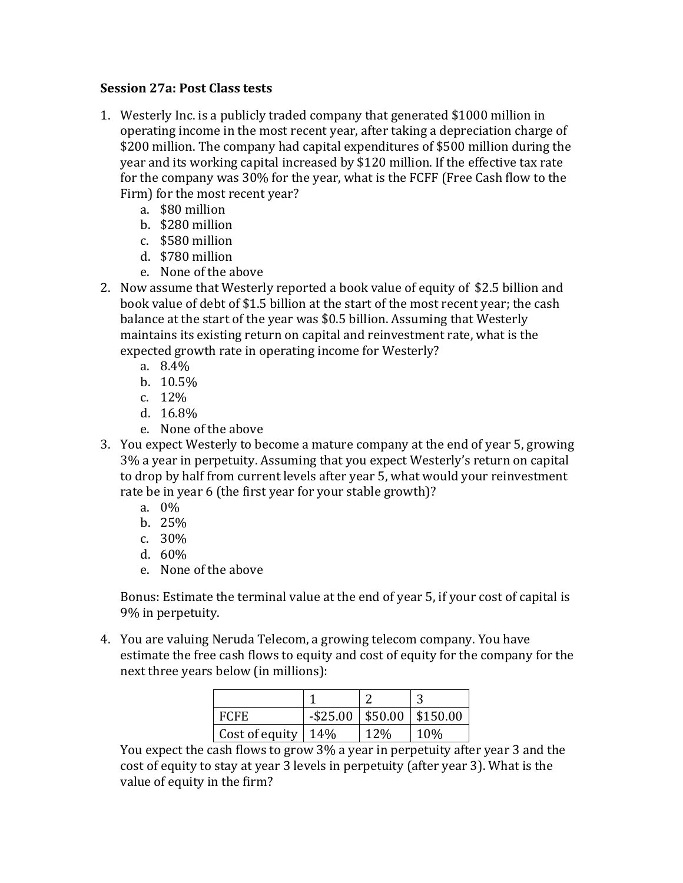**Session 27a: Post Class tests**

1. Westerly Inc. is a publicly traded company that generated $1000 million in operating income in the most recent year, after taking a depreciation charge of $200 million. The company had capital expenditures of $500 million during the year and its working capital increased by $120 million. If the effective tax rate for the company was 30% for the year, what is the FCFF (Free Cash flow to the Firm) for the most recent year?
   a. $80 million
   b. $280 million
   c. $580 million
   d. $780 million
   e. None of the above
2. Now assume that Westerly reported a book value of equity of $2.5 billion and book value of debt of $1.5 billion at the start of the most recent year; the cash balance at the start of the year was $0.5 billion. Assuming that Westerly maintains its existing return on capital and reinvestment rate, what is the expected growth rate in operating income for Westerly?
   a. 8.4%
   b. 10.5%
   c. 12%
   d. 16.8%
   e. None of the above
3. You expect Westerly to become a mature company at the end of year 5, growing 3% a year in perpetuity. Assuming that you expect Westerly's return on capital to drop by half from current levels after year 5, what would your reinvestment rate be in year 6 (the first year for your stable growth)?
   a. 0%
   b. 25%
   c. 30%
   d. 60%
   e. None of the above

   Bonus: Estimate the terminal value at the end of year 5, if your cost of capital is 9% in perpetuity.

4. You are valuing Neruda Telecom, a growing telecom company. You have estimate the free cash flows to equity and cost of equity for the company for the next three years below (in millions):

| | 1 | 2 | 3 |
|---|---|---|---|
| FCFE | -$25.00 | $50.00 | $150.00 |
| Cost of equity | 14% | 12% | 10% |

   You expect the cash flows to grow 3% a year in perpetuity after year 3 and the cost of equity to stay at year 3 levels in perpetuity (after year 3). What is the value of equity in the firm?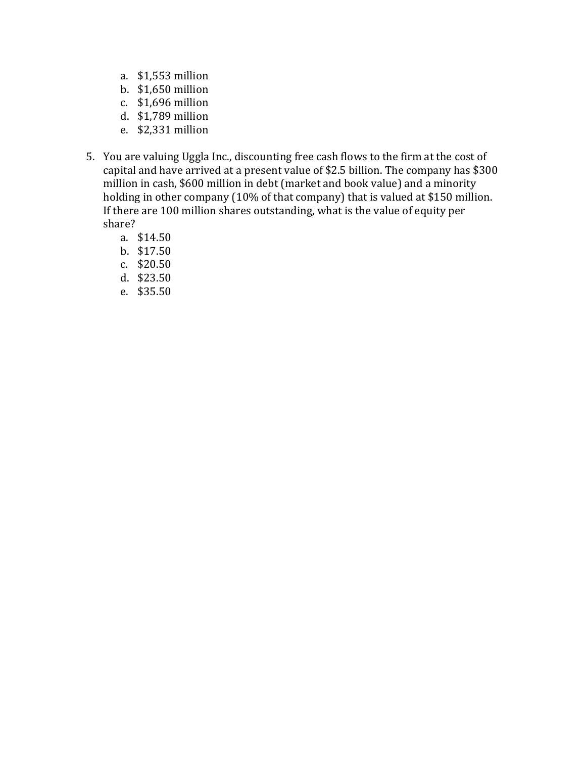a. $1,553 million
b. $1,650 million
c. $1,696 million
d. $1,789 million
e. $2,331 million

5. You are valuing Uggla Inc., discounting free cash flows to the firm at the cost of capital and have arrived at a present value of $2.5 billion. The company has $300 million in cash, $600 million in debt (market and book value) and a minority holding in other company (10% of that company) that is valued at $150 million. If there are 100 million shares outstanding, what is the value of equity per share?
    a. $14.50
    b. $17.50
    c. $20.50
    d. $23.50
    e. $35.50